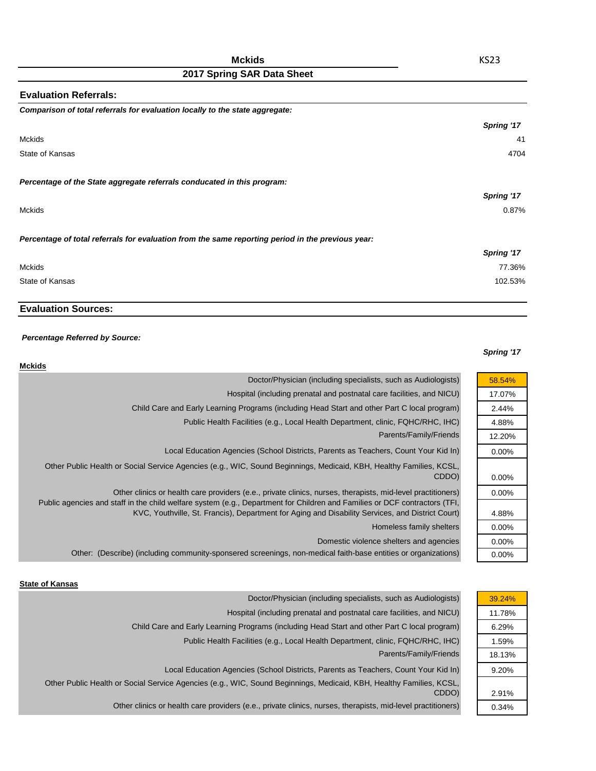# Mckids

**KS23**

## 2017 Spring SAR Data Sheet

### Evaluation Referrals:

***Comparison of total referrals for evaluation locally to the state aggregate:***

| | *Spring '17* |
|---|---|
| Mckids | 41 |
| State of Kansas | 4704 |

***Percentage of the State aggregate referrals conducated in this program:***

| | *Spring '17* |
|---|---|
| Mckids | 0.87% |

***Percentage of total referrals for evaluation from the same reporting period in the previous year:***

| | *Spring '17* |
|---|---|
| Mckids | 77.36% |
| State of Kansas | 102.53% |

### Evaluation Sources:

***Percentage Referred by Source:***

**Mckids**

| | *Spring '17* |
|---|---|
| Doctor/Physician (including specialists, such as Audiologists) | 58.54% |
| Hospital (including prenatal and postnatal care facilities, and NICU) | 17.07% |
| Child Care and Early Learning Programs (including Head Start and other Part C local program) | 2.44% |
| Public Health Facilities (e.g., Local Health Department, clinic, FQHC/RHC, IHC) | 4.88% |
| Parents/Family/Friends | 12.20% |
| Local Education Agencies (School Districts, Parents as Teachers, Count Your Kid In) | 0.00% |
| Other Public Health or Social Service Agencies (e.g., WIC, Sound Beginnings, Medicaid, KBH, Healthy Families, KCSL, CDDO) | 0.00% |
| Other clinics or health care providers (e.e., private clinics, nurses, therapists, mid-level practitioners) | 0.00% |
| Public agencies and staff in the child welfare system (e.g., Department for Children and Families or DCF contractors (TFI, KVC, Youthville, St. Francis), Department for Aging and Disability Services, and District Court) | 4.88% |
| Homeless family shelters | 0.00% |
| Domestic violence shelters and agencies | 0.00% |
| Other: (Describe) (including community-sponsered screenings, non-medical faith-base entities or organizations) | 0.00% |

**State of Kansas**

| | *Spring '17* |
|---|---|
| Doctor/Physician (including specialists, such as Audiologists) | 39.24% |
| Hospital (including prenatal and postnatal care facilities, and NICU) | 11.78% |
| Child Care and Early Learning Programs (including Head Start and other Part C local program) | 6.29% |
| Public Health Facilities (e.g., Local Health Department, clinic, FQHC/RHC, IHC) | 1.59% |
| Parents/Family/Friends | 18.13% |
| Local Education Agencies (School Districts, Parents as Teachers, Count Your Kid In) | 9.20% |
| Other Public Health or Social Service Agencies (e.g., WIC, Sound Beginnings, Medicaid, KBH, Healthy Families, KCSL, CDDO) | 2.91% |
| Other clinics or health care providers (e.e., private clinics, nurses, therapists, mid-level practitioners) | 0.34% |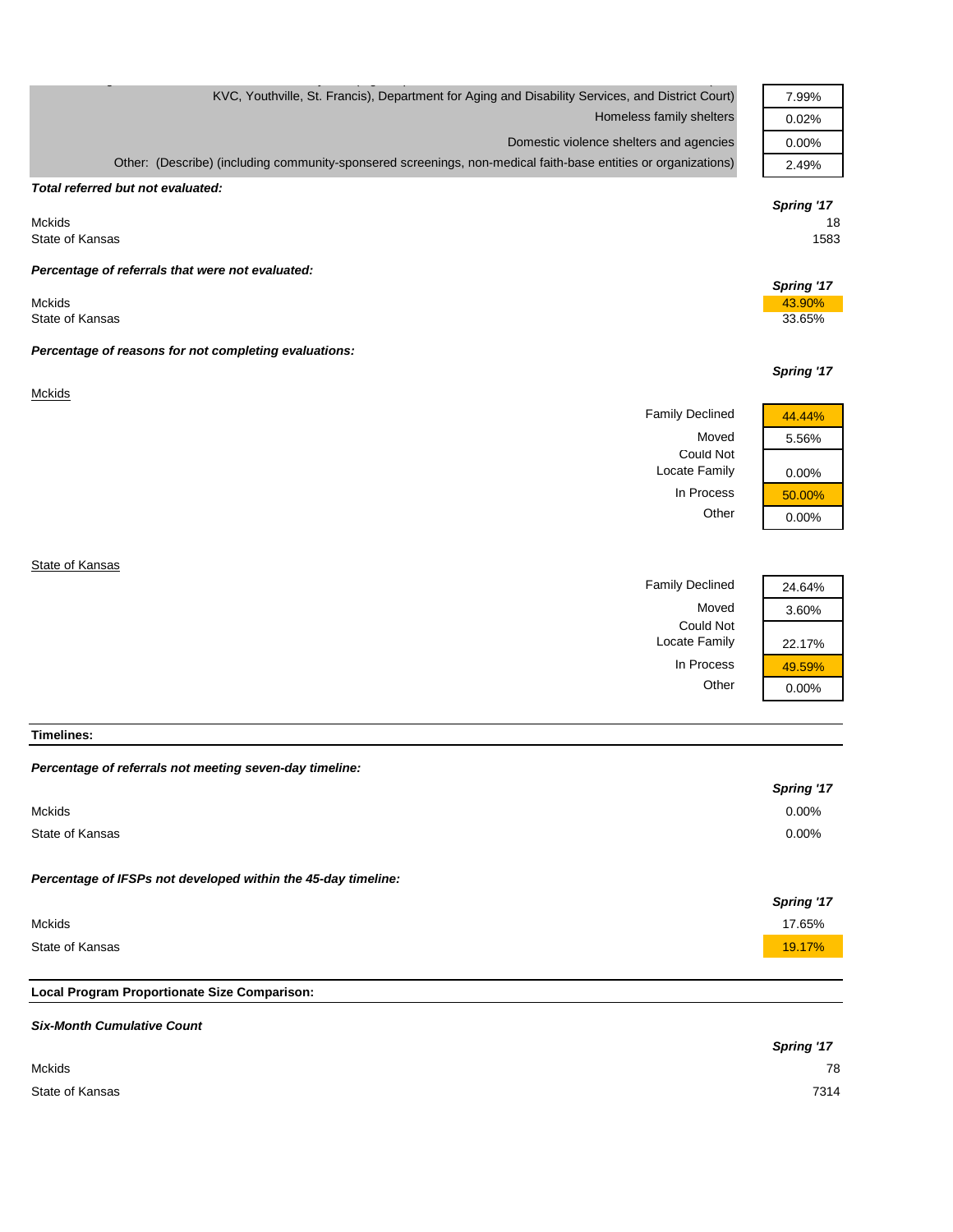| | |
|---|---|
| KVC, Youthville, St. Francis), Department for Aging and Disability Services, and District Court) | 7.99% |
| Homeless family shelters | 0.02% |
| Domestic violence shelters and agencies | 0.00% |
| Other: (Describe) (including community-sponsered screenings, non-medical faith-base entities or organizations) | 2.49% |

***Total referred but not evaluated:***

| | ***Spring '17*** |
|---|---|
| Mckids | 18 |
| State of Kansas | 1583 |

***Percentage of referrals that were not evaluated:***

| | ***Spring '17*** |
|---|---|
| Mckids | 43.90% |
| State of Kansas | 33.65% |

***Percentage of reasons for not completing evaluations:***

Mckids

| | ***Spring '17*** |
|---|---|
| Family Declined | 44.44% |
| Moved | 5.56% |
| Could Not Locate Family | 0.00% |
| In Process | 50.00% |
| Other | 0.00% |

State of Kansas

| | ***Spring '17*** |
|---|---|
| Family Declined | 24.64% |
| Moved | 3.60% |
| Could Not Locate Family | 22.17% |
| In Process | 49.59% |
| Other | 0.00% |

**Timelines:**

***Percentage of referrals not meeting seven-day timeline:***

| | ***Spring '17*** |
|---|---|
| Mckids | 0.00% |
| State of Kansas | 0.00% |

***Percentage of IFSPs not developed within the 45-day timeline:***

| | ***Spring '17*** |
|---|---|
| Mckids | 17.65% |
| State of Kansas | 19.17% |

**Local Program Proportionate Size Comparison:**

***Six-Month Cumulative Count***

| | ***Spring '17*** |
|---|---|
| Mckids | 78 |
| State of Kansas | 7314 |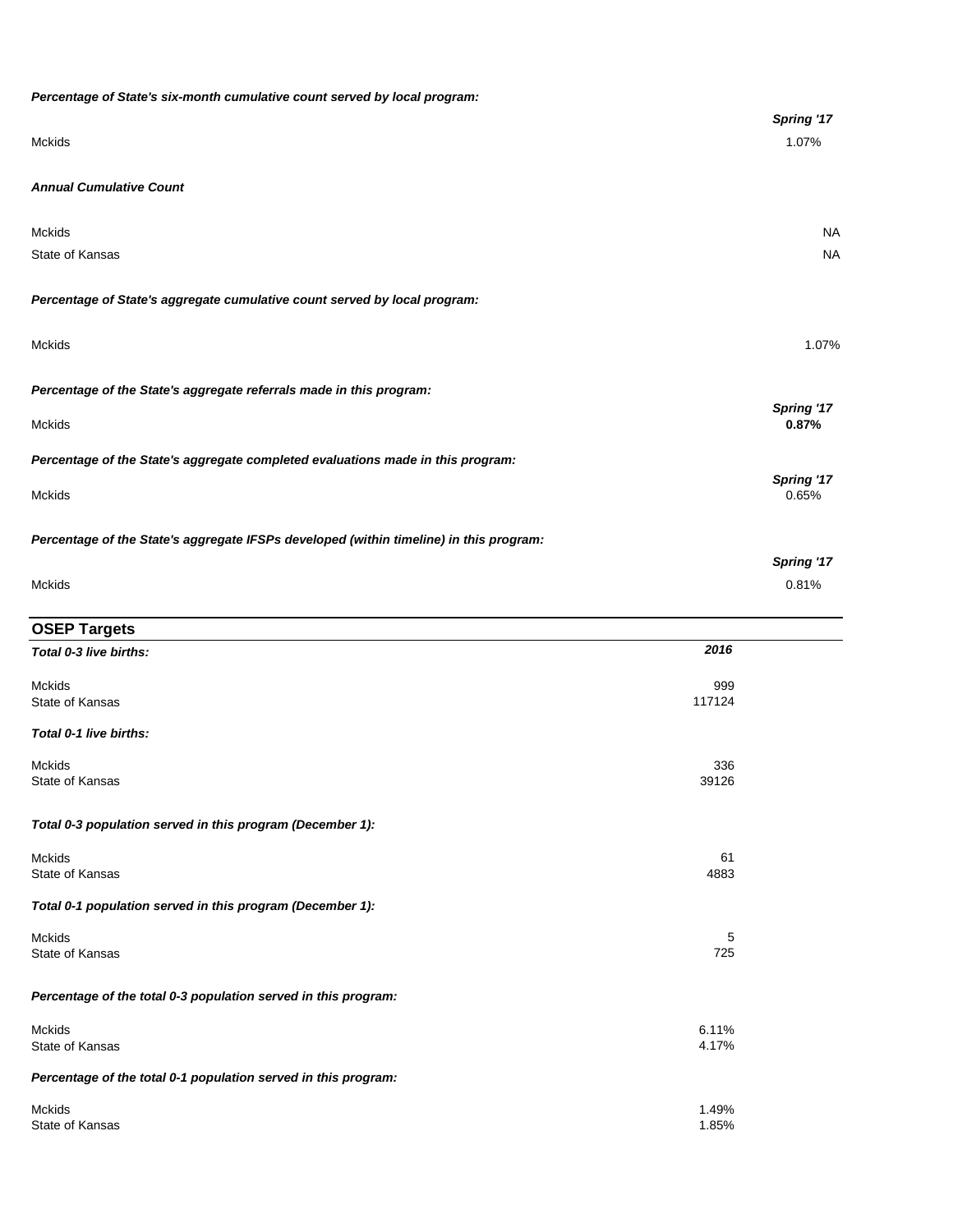***Percentage of State's six-month cumulative count served by local program:***

| | *Spring '17* |
|---|---|
| Mckids | 1.07% |

***Annual Cumulative Count***

| | |
|---|---|
| Mckids | NA |
| State of Kansas | NA |

***Percentage of State's aggregate cumulative count served by local program:***

| | |
|---|---|
| Mckids | 1.07% |

***Percentage of the State's aggregate referrals made in this program:***

| | *Spring '17* |
|---|---|
| Mckids | **0.87%** |

***Percentage of the State's aggregate completed evaluations made in this program:***

| | *Spring '17* |
|---|---|
| Mckids | 0.65% |

***Percentage of the State's aggregate IFSPs developed (within timeline) in this program:***

| | *Spring '17* |
|---|---|
| Mckids | 0.81% |

## OSEP Targets

| ***Total 0-3 live births:*** | ***2016*** |
|---|---|
| Mckids | 999 |
| State of Kansas | 117124 |
| ***Total 0-1 live births:*** | |
| Mckids | 336 |
| State of Kansas | 39126 |
| ***Total 0-3 population served in this program (December 1):*** | |
| Mckids | 61 |
| State of Kansas | 4883 |
| ***Total 0-1 population served in this program (December 1):*** | |
| Mckids | 5 |
| State of Kansas | 725 |
| ***Percentage of the total 0-3 population served in this program:*** | |
| Mckids | 6.11% |
| State of Kansas | 4.17% |
| ***Percentage of the total 0-1 population served in this program:*** | |
| Mckids | 1.49% |
| State of Kansas | 1.85% |